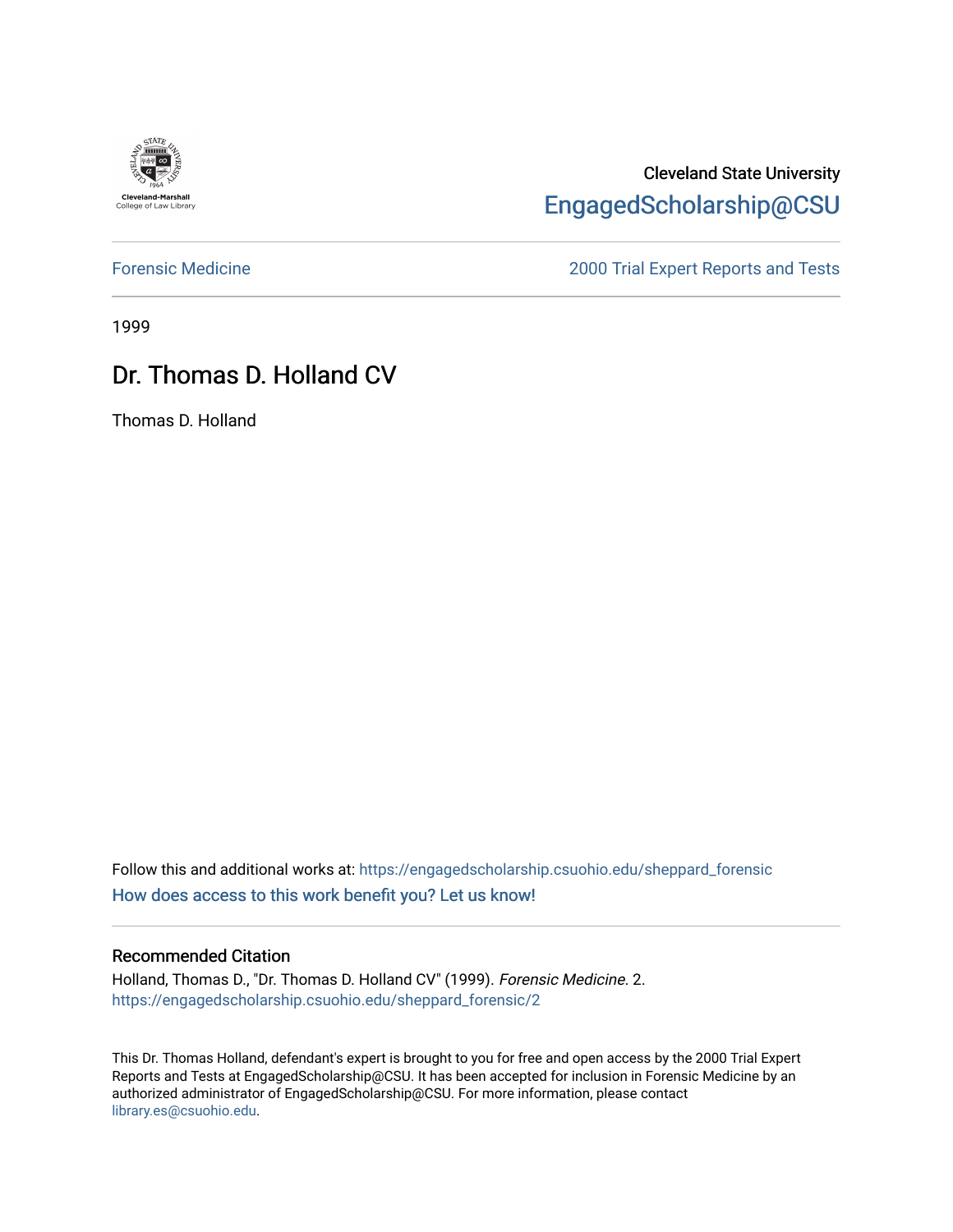Cleveland-Marshall College of Law Library

Cleveland State University

EngagedScholarship@CSU

Forensic Medicine

2000 Trial Expert Reports and Tests

1999

# Dr. Thomas D. Holland CV

Thomas D. Holland

Follow this and additional works at: https://engagedscholarship.csuohio.edu/sheppard_forensic

How does access to this work benefit you? Let us know!

## Recommended Citation

Holland, Thomas D., "Dr. Thomas D. Holland CV" (1999). *Forensic Medicine*. 2.
https://engagedscholarship.csuohio.edu/sheppard_forensic/2

This Dr. Thomas Holland, defendant's expert is brought to you for free and open access by the 2000 Trial Expert Reports and Tests at EngagedScholarship@CSU. It has been accepted for inclusion in Forensic Medicine by an authorized administrator of EngagedScholarship@CSU. For more information, please contact library.es@csuohio.edu.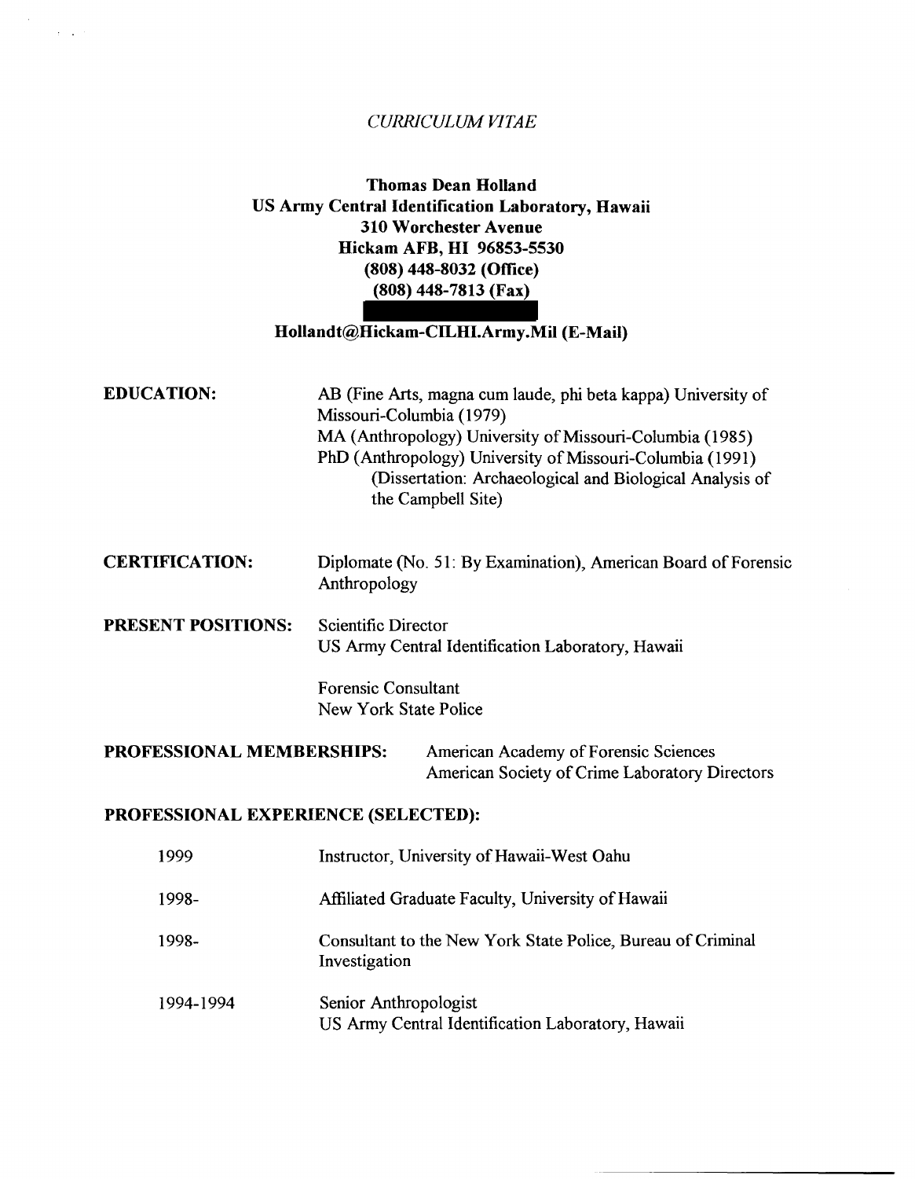*CURRICULUM VITAE*

**Thomas Dean Holland**
**US Army Central Identification Laboratory, Hawaii**
**310 Worchester Avenue**
**Hickam AFB, HI 96853-5530**
**(808) 448-8032 (Office)**
**(808) 448-7813 (Fax)**

**Hollandt@Hickam-CILHI.Army.Mil (E-Mail)**

**EDUCATION:**

AB (Fine Arts, magna cum laude, phi beta kappa) University of Missouri-Columbia (1979)
MA (Anthropology) University of Missouri-Columbia (1985)
PhD (Anthropology) University of Missouri-Columbia (1991)
(Dissertation: Archaeological and Biological Analysis of the Campbell Site)

**CERTIFICATION:**

Diplomate (No. 51: By Examination), American Board of Forensic Anthropology

**PRESENT POSITIONS:**

Scientific Director
US Army Central Identification Laboratory, Hawaii

Forensic Consultant
New York State Police

**PROFESSIONAL MEMBERSHIPS:**

American Academy of Forensic Sciences
American Society of Crime Laboratory Directors

**PROFESSIONAL EXPERIENCE (SELECTED):**

| | |
|---|---|
| 1999 | Instructor, University of Hawaii-West Oahu |
| 1998- | Affiliated Graduate Faculty, University of Hawaii |
| 1998- | Consultant to the New York State Police, Bureau of Criminal Investigation |
| 1994-1994 | Senior Anthropologist<br>US Army Central Identification Laboratory, Hawaii |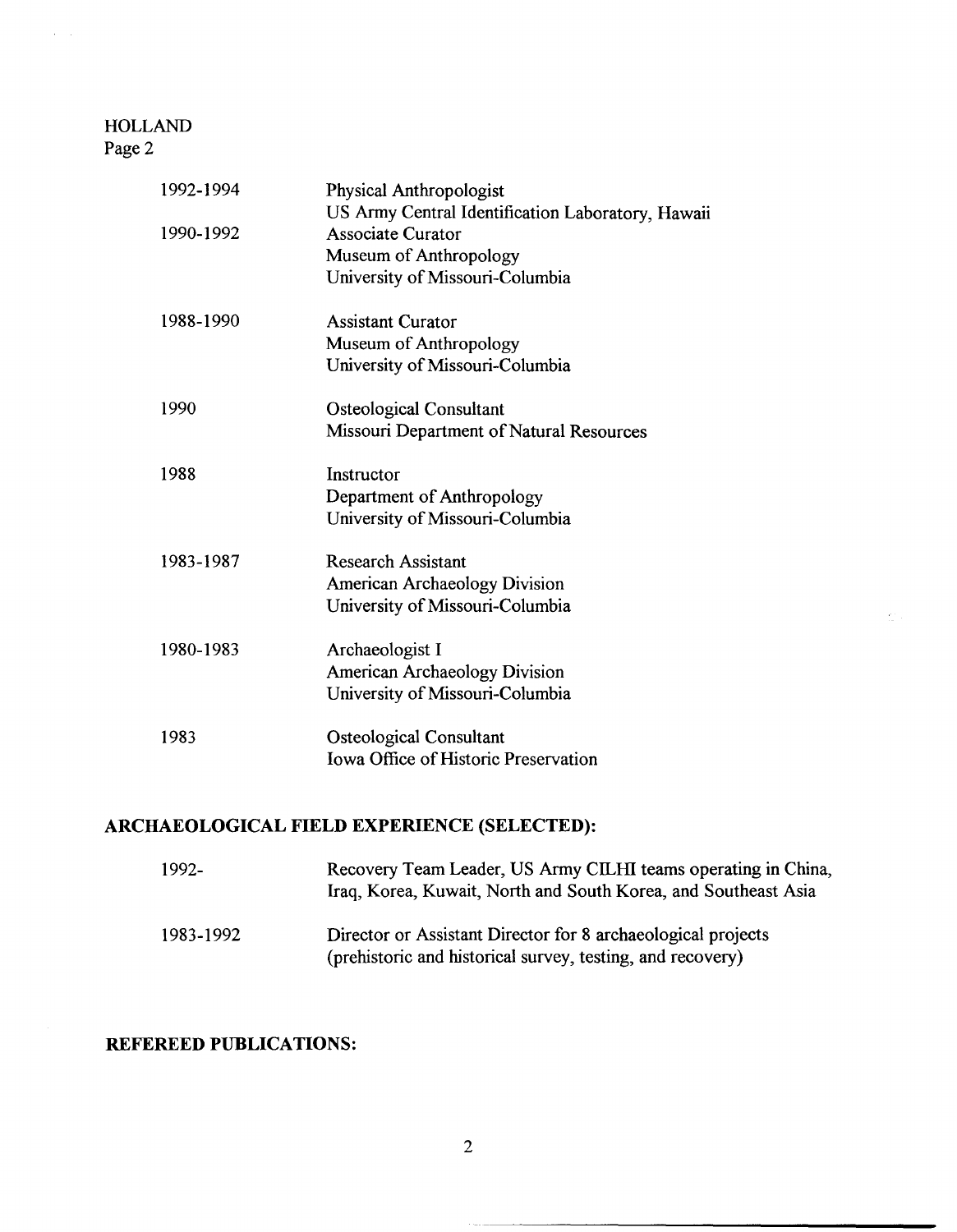| | |
|---|---|
| 1992-1994 | Physical Anthropologist<br>US Army Central Identification Laboratory, Hawaii |
| 1990-1992 | Associate Curator<br>Museum of Anthropology<br>University of Missouri-Columbia |
| 1988-1990 | Assistant Curator<br>Museum of Anthropology<br>University of Missouri-Columbia |
| 1990 | Osteological Consultant<br>Missouri Department of Natural Resources |
| 1988 | Instructor<br>Department of Anthropology<br>University of Missouri-Columbia |
| 1983-1987 | Research Assistant<br>American Archaeology Division<br>University of Missouri-Columbia |
| 1980-1983 | Archaeologist I<br>American Archaeology Division<br>University of Missouri-Columbia |
| 1983 | Osteological Consultant<br>Iowa Office of Historic Preservation |

## ARCHAEOLOGICAL FIELD EXPERIENCE (SELECTED):

| | |
|---|---|
| 1992- | Recovery Team Leader, US Army CILHI teams operating in China, Iraq, Korea, Kuwait, North and South Korea, and Southeast Asia |
| 1983-1992 | Director or Assistant Director for 8 archaeological projects (prehistoric and historical survey, testing, and recovery) |

## REFEREED PUBLICATIONS: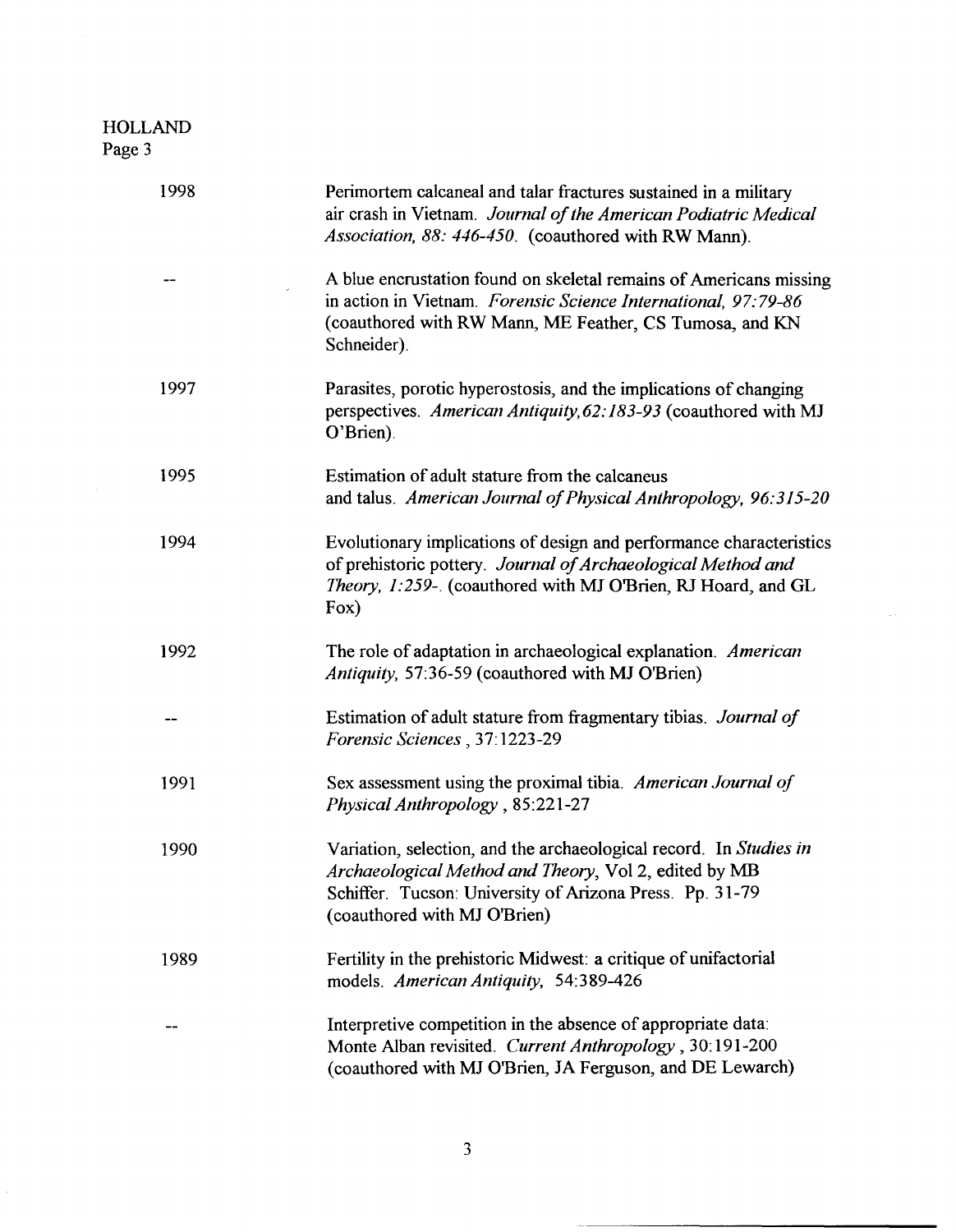| | |
|---|---|
| 1998 | Perimortem calcaneal and talar fractures sustained in a military air crash in Vietnam. *Journal of the American Podiatric Medical Association, 88: 446-450.* (coauthored with RW Mann). |
| -- | A blue encrustation found on skeletal remains of Americans missing in action in Vietnam. *Forensic Science International, 97:79-86* (coauthored with RW Mann, ME Feather, CS Tumosa, and KN Schneider). |
| 1997 | Parasites, porotic hyperostosis, and the implications of changing perspectives. *American Antiquity, 62:183-93* (coauthored with MJ O'Brien). |
| 1995 | Estimation of adult stature from the calcaneus and talus. *American Journal of Physical Anthropology, 96:315-20* |
| 1994 | Evolutionary implications of design and performance characteristics of prehistoric pottery. *Journal of Archaeological Method and Theory, 1:259-.* (coauthored with MJ O'Brien, RJ Hoard, and GL Fox) |
| 1992 | The role of adaptation in archaeological explanation. *American Antiquity,* 57:36-59 (coauthored with MJ O'Brien) |
| -- | Estimation of adult stature from fragmentary tibias. *Journal of Forensic Sciences* , 37:1223-29 |
| 1991 | Sex assessment using the proximal tibia. *American Journal of Physical Anthropology* , 85:221-27 |
| 1990 | Variation, selection, and the archaeological record. In *Studies in Archaeological Method and Theory*, Vol 2, edited by MB Schiffer. Tucson: University of Arizona Press. Pp. 31-79 (coauthored with MJ O'Brien) |
| 1989 | Fertility in the prehistoric Midwest: a critique of unifactorial models. *American Antiquity,* 54:389-426 |
| -- | Interpretive competition in the absence of appropriate data: Monte Alban revisited. *Current Anthropology* , 30:191-200 (coauthored with MJ O'Brien, JA Ferguson, and DE Lewarch) |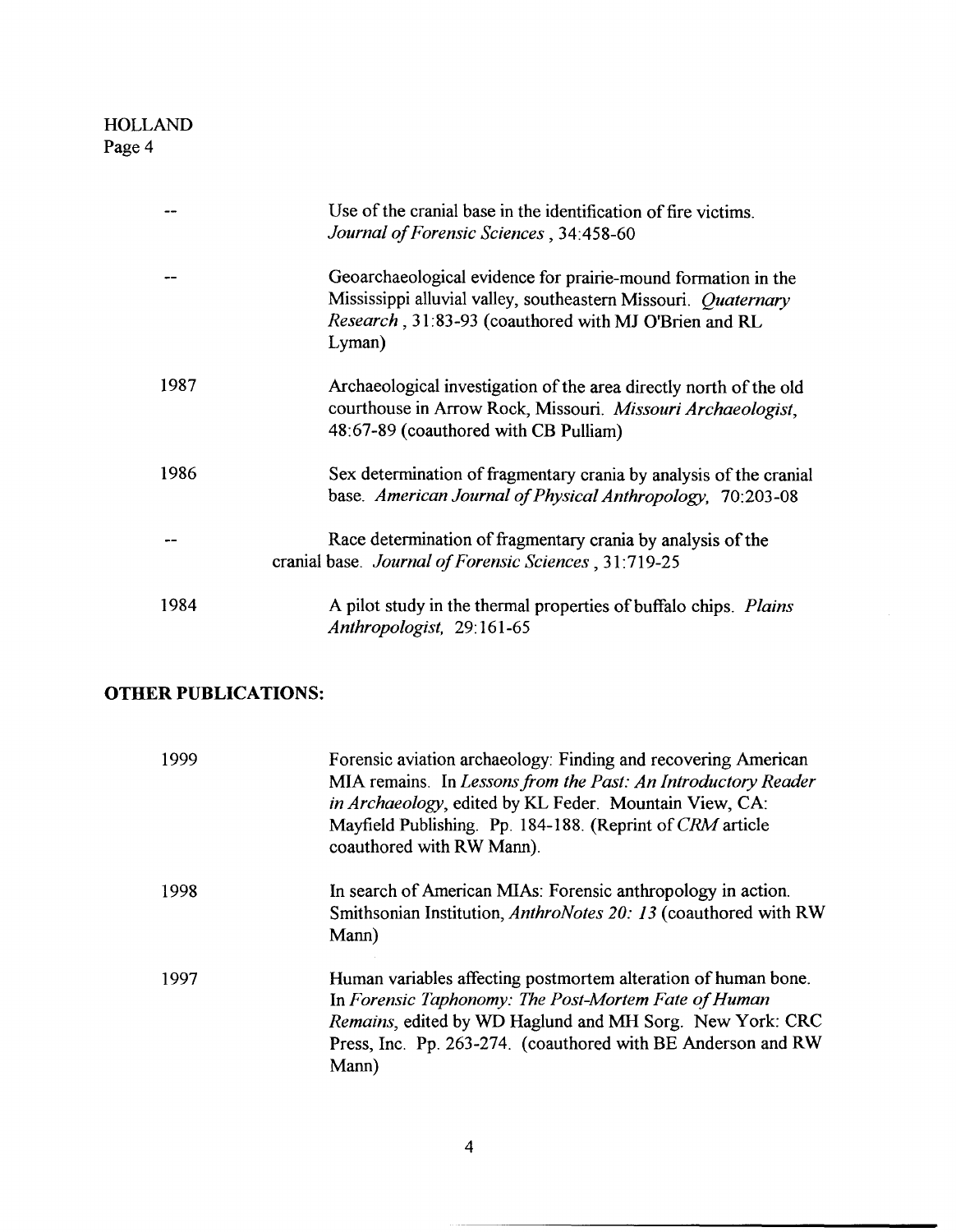| | |
|---|---|
| -- | Use of the cranial base in the identification of fire victims. *Journal of Forensic Sciences*, 34:458-60 |
| -- | Geoarchaeological evidence for prairie-mound formation in the Mississippi alluvial valley, southeastern Missouri. *Quaternary Research*, 31:83-93 (coauthored with MJ O'Brien and RL Lyman) |
| 1987 | Archaeological investigation of the area directly north of the old courthouse in Arrow Rock, Missouri. *Missouri Archaeologist*, 48:67-89 (coauthored with CB Pulliam) |
| 1986 | Sex determination of fragmentary crania by analysis of the cranial base. *American Journal of Physical Anthropology*, 70:203-08 |
| -- | Race determination of fragmentary crania by analysis of the cranial base. *Journal of Forensic Sciences*, 31:719-25 |
| 1984 | A pilot study in the thermal properties of buffalo chips. *Plains Anthropologist*, 29:161-65 |

## OTHER PUBLICATIONS:

| | |
|---|---|
| 1999 | Forensic aviation archaeology: Finding and recovering American MIA remains. In *Lessons from the Past: An Introductory Reader in Archaeology*, edited by KL Feder. Mountain View, CA: Mayfield Publishing. Pp. 184-188. (Reprint of *CRM* article coauthored with RW Mann). |
| 1998 | In search of American MIAs: Forensic anthropology in action. Smithsonian Institution, *AnthroNotes 20: 13* (coauthored with RW Mann) |
| 1997 | Human variables affecting postmortem alteration of human bone. In *Forensic Taphonomy: The Post-Mortem Fate of Human Remains*, edited by WD Haglund and MH Sorg. New York: CRC Press, Inc. Pp. 263-274. (coauthored with BE Anderson and RW Mann) |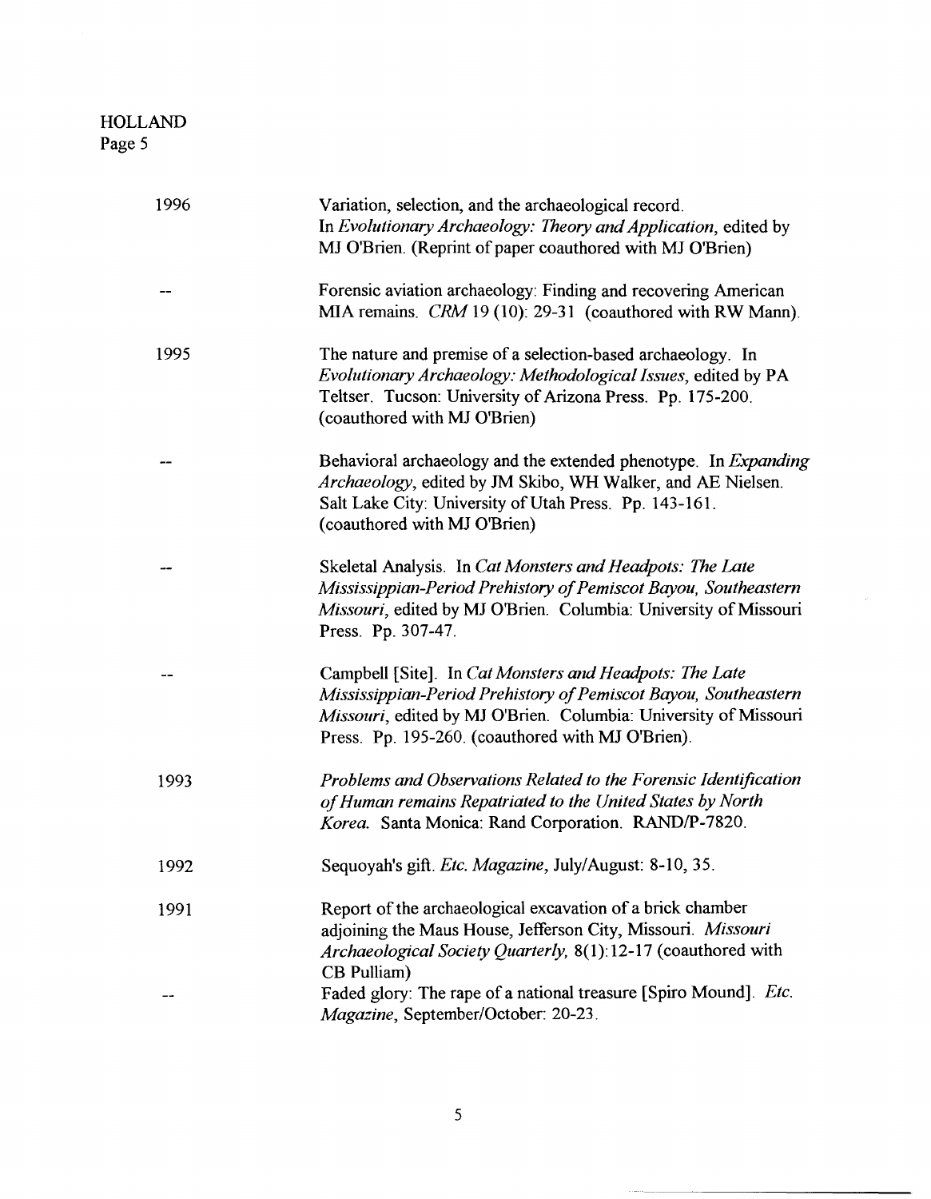| | |
|---|---|
| 1996 | Variation, selection, and the archaeological record. In *Evolutionary Archaeology: Theory and Application*, edited by MJ O'Brien. (Reprint of paper coauthored with MJ O'Brien) |
| -- | Forensic aviation archaeology: Finding and recovering American MIA remains. *CRM* 19 (10): 29-31 (coauthored with RW Mann). |
| 1995 | The nature and premise of a selection-based archaeology. In *Evolutionary Archaeology: Methodological Issues*, edited by PA Teltser. Tucson: University of Arizona Press. Pp. 175-200. (coauthored with MJ O'Brien) |
| -- | Behavioral archaeology and the extended phenotype. In *Expanding Archaeology*, edited by JM Skibo, WH Walker, and AE Nielsen. Salt Lake City: University of Utah Press. Pp. 143-161. (coauthored with MJ O'Brien) |
| -- | Skeletal Analysis. In *Cat Monsters and Headpots: The Late Mississippian-Period Prehistory of Pemiscot Bayou, Southeastern Missouri*, edited by MJ O'Brien. Columbia: University of Missouri Press. Pp. 307-47. |
| -- | Campbell [Site]. In *Cat Monsters and Headpots: The Late Mississippian-Period Prehistory of Pemiscot Bayou, Southeastern Missouri*, edited by MJ O'Brien. Columbia: University of Missouri Press. Pp. 195-260. (coauthored with MJ O'Brien). |
| 1993 | *Problems and Observations Related to the Forensic Identification of Human remains Repatriated to the United States by North Korea.* Santa Monica: Rand Corporation. RAND/P-7820. |
| 1992 | Sequoyah's gift. *Etc. Magazine*, July/August: 8-10, 35. |
| 1991 | Report of the archaeological excavation of a brick chamber adjoining the Maus House, Jefferson City, Missouri. *Missouri Archaeological Society Quarterly*, 8(1):12-17 (coauthored with CB Pulliam) |
| -- | Faded glory: The rape of a national treasure [Spiro Mound]. *Etc. Magazine*, September/October: 20-23. |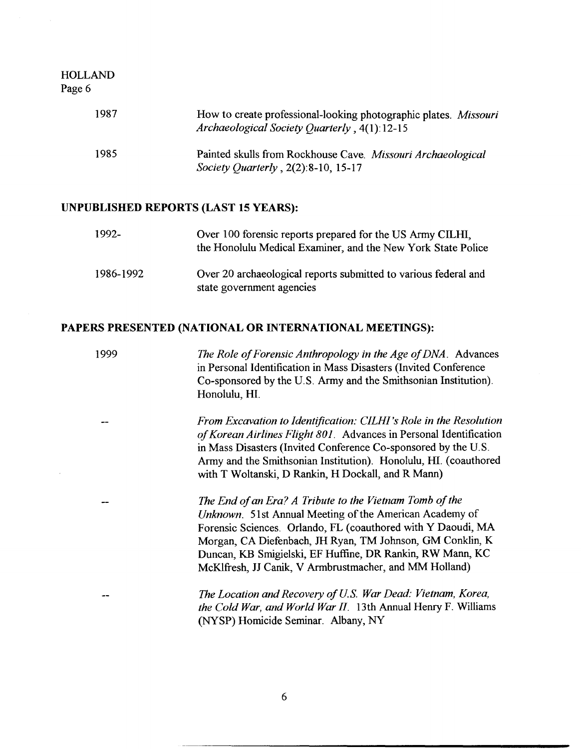1987 — How to create professional-looking photographic plates. *Missouri Archaeological Society Quarterly*, 4(1):12-15

1985 — Painted skulls from Rockhouse Cave. *Missouri Archaeological Society Quarterly*, 2(2):8-10, 15-17

## UNPUBLISHED REPORTS (LAST 15 YEARS):

1992- — Over 100 forensic reports prepared for the US Army CILHI, the Honolulu Medical Examiner, and the New York State Police

1986-1992 — Over 20 archaeological reports submitted to various federal and state government agencies

## PAPERS PRESENTED (NATIONAL OR INTERNATIONAL MEETINGS):

1999 — *The Role of Forensic Anthropology in the Age of DNA*. Advances in Personal Identification in Mass Disasters (Invited Conference Co-sponsored by the U.S. Army and the Smithsonian Institution). Honolulu, HI.

-- — *From Excavation to Identification: CILHI's Role in the Resolution of Korean Airlines Flight 801*. Advances in Personal Identification in Mass Disasters (Invited Conference Co-sponsored by the U.S. Army and the Smithsonian Institution). Honolulu, HI. (coauthored with T Woltanski, D Rankin, H Dockall, and R Mann)

-- — *The End of an Era? A Tribute to the Vietnam Tomb of the Unknown*. 51st Annual Meeting of the American Academy of Forensic Sciences. Orlando, FL (coauthored with Y Daoudi, MA Morgan, CA Diefenbach, JH Ryan, TM Johnson, GM Conklin, K Duncan, KB Smigielski, EF Huffine, DR Rankin, RW Mann, KC McKlfresh, JJ Canik, V Armbrustmacher, and MM Holland)

-- — *The Location and Recovery of U.S. War Dead: Vietnam, Korea, the Cold War, and World War II*. 13th Annual Henry F. Williams (NYSP) Homicide Seminar. Albany, NY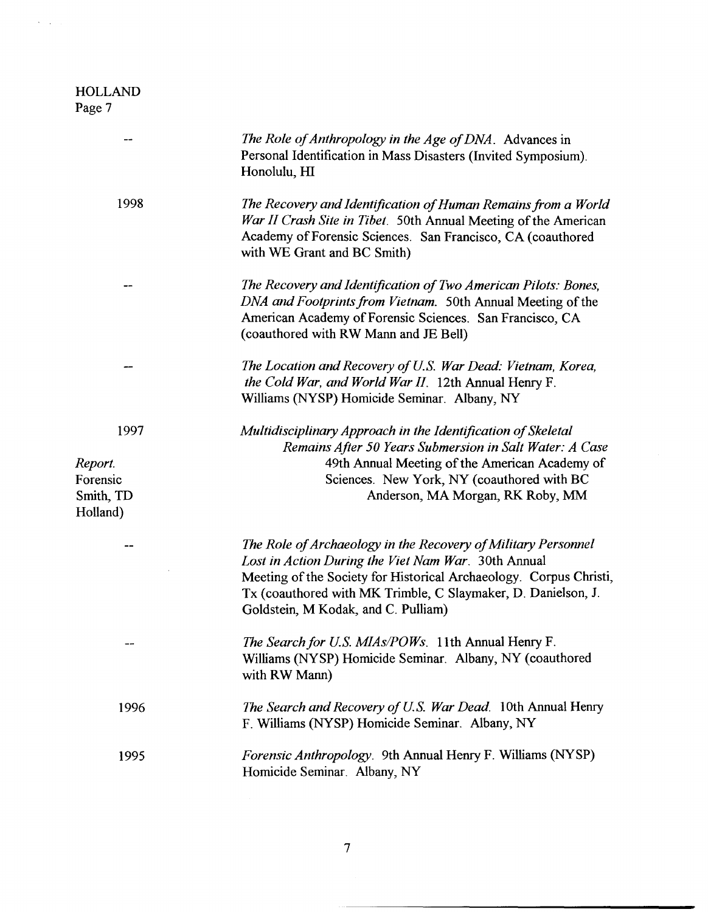| | |
|---|---|
| -- | *The Role of Anthropology in the Age of DNA*. Advances in Personal Identification in Mass Disasters (Invited Symposium). Honolulu, HI |
| 1998 | *The Recovery and Identification of Human Remains from a World War II Crash Site in Tibet*. 50th Annual Meeting of the American Academy of Forensic Sciences. San Francisco, CA (coauthored with WE Grant and BC Smith) |
| -- | *The Recovery and Identification of Two American Pilots: Bones, DNA and Footprints from Vietnam*. 50th Annual Meeting of the American Academy of Forensic Sciences. San Francisco, CA (coauthored with RW Mann and JE Bell) |
| -- | *The Location and Recovery of U.S. War Dead: Vietnam, Korea, the Cold War, and World War II*. 12th Annual Henry F. Williams (NYSP) Homicide Seminar. Albany, NY |
| 1997 | *Multidisciplinary Approach in the Identification of Skeletal Remains After 50 Years Submersion in Salt Water: A Case Report.* 49th Annual Meeting of the American Academy of Forensic Sciences. New York, NY (coauthored with BC Smith, TD Anderson, MA Morgan, RK Roby, MM Holland) |
| -- | *The Role of Archaeology in the Recovery of Military Personnel Lost in Action During the Viet Nam War*. 30th Annual Meeting of the Society for Historical Archaeology. Corpus Christi, Tx (coauthored with MK Trimble, C Slaymaker, D. Danielson, J. Goldstein, M Kodak, and C. Pulliam) |
| -- | *The Search for U.S. MIAs/POWs*. 11th Annual Henry F. Williams (NYSP) Homicide Seminar. Albany, NY (coauthored with RW Mann) |
| 1996 | *The Search and Recovery of U.S. War Dead*. 10th Annual Henry F. Williams (NYSP) Homicide Seminar. Albany, NY |
| 1995 | *Forensic Anthropology*. 9th Annual Henry F. Williams (NYSP) Homicide Seminar. Albany, NY |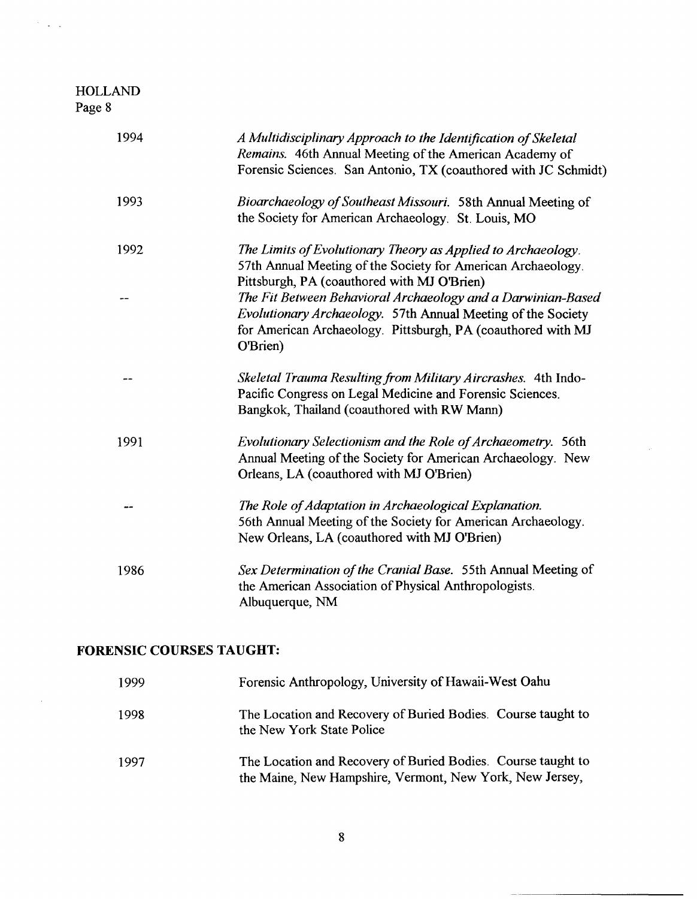| | |
|---|---|
| 1994 | *A Multidisciplinary Approach to the Identification of Skeletal Remains.* 46th Annual Meeting of the American Academy of Forensic Sciences. San Antonio, TX (coauthored with JC Schmidt) |
| 1993 | *Bioarchaeology of Southeast Missouri.* 58th Annual Meeting of the Society for American Archaeology. St. Louis, MO |
| 1992 | *The Limits of Evolutionary Theory as Applied to Archaeology.* 57th Annual Meeting of the Society for American Archaeology. Pittsburgh, PA (coauthored with MJ O'Brien) |
| -- | *The Fit Between Behavioral Archaeology and a Darwinian-Based Evolutionary Archaeology.* 57th Annual Meeting of the Society for American Archaeology. Pittsburgh, PA (coauthored with MJ O'Brien) |
| -- | *Skeletal Trauma Resulting from Military Aircrashes.* 4th Indo-Pacific Congress on Legal Medicine and Forensic Sciences. Bangkok, Thailand (coauthored with RW Mann) |
| 1991 | *Evolutionary Selectionism and the Role of Archaeometry.* 56th Annual Meeting of the Society for American Archaeology. New Orleans, LA (coauthored with MJ O'Brien) |
| -- | *The Role of Adaptation in Archaeological Explanation.* 56th Annual Meeting of the Society for American Archaeology. New Orleans, LA (coauthored with MJ O'Brien) |
| 1986 | *Sex Determination of the Cranial Base.* 55th Annual Meeting of the American Association of Physical Anthropologists. Albuquerque, NM |

## FORENSIC COURSES TAUGHT:

| | |
|---|---|
| 1999 | Forensic Anthropology, University of Hawaii-West Oahu |
| 1998 | The Location and Recovery of Buried Bodies. Course taught to the New York State Police |
| 1997 | The Location and Recovery of Buried Bodies. Course taught to the Maine, New Hampshire, Vermont, New York, New Jersey, |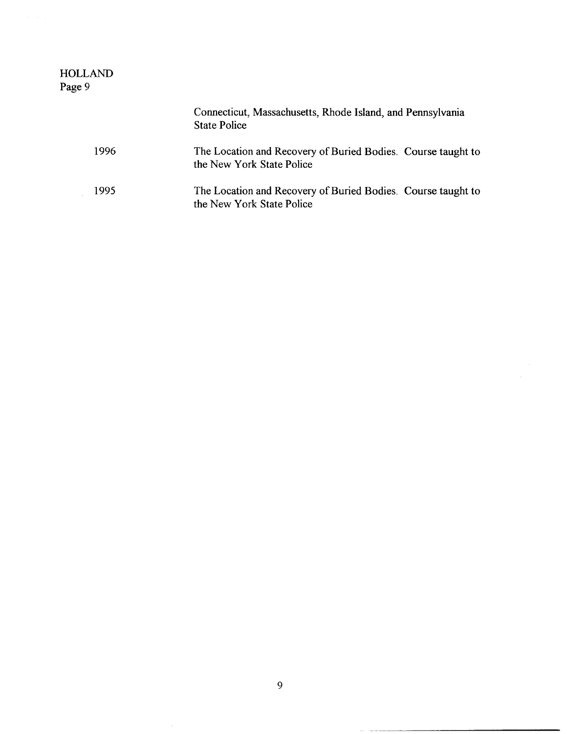Connecticut, Massachusetts, Rhode Island, and Pennsylvania State Police

| | |
|---|---|
| 1996 | The Location and Recovery of Buried Bodies. Course taught to the New York State Police |
| 1995 | The Location and Recovery of Buried Bodies. Course taught to the New York State Police |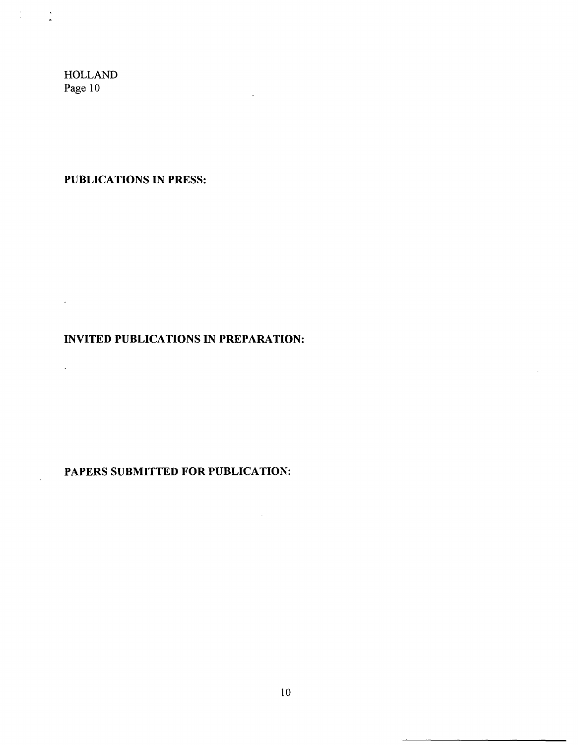**PUBLICATIONS IN PRESS:**

**INVITED PUBLICATIONS IN PREPARATION:**

**PAPERS SUBMITTED FOR PUBLICATION:**